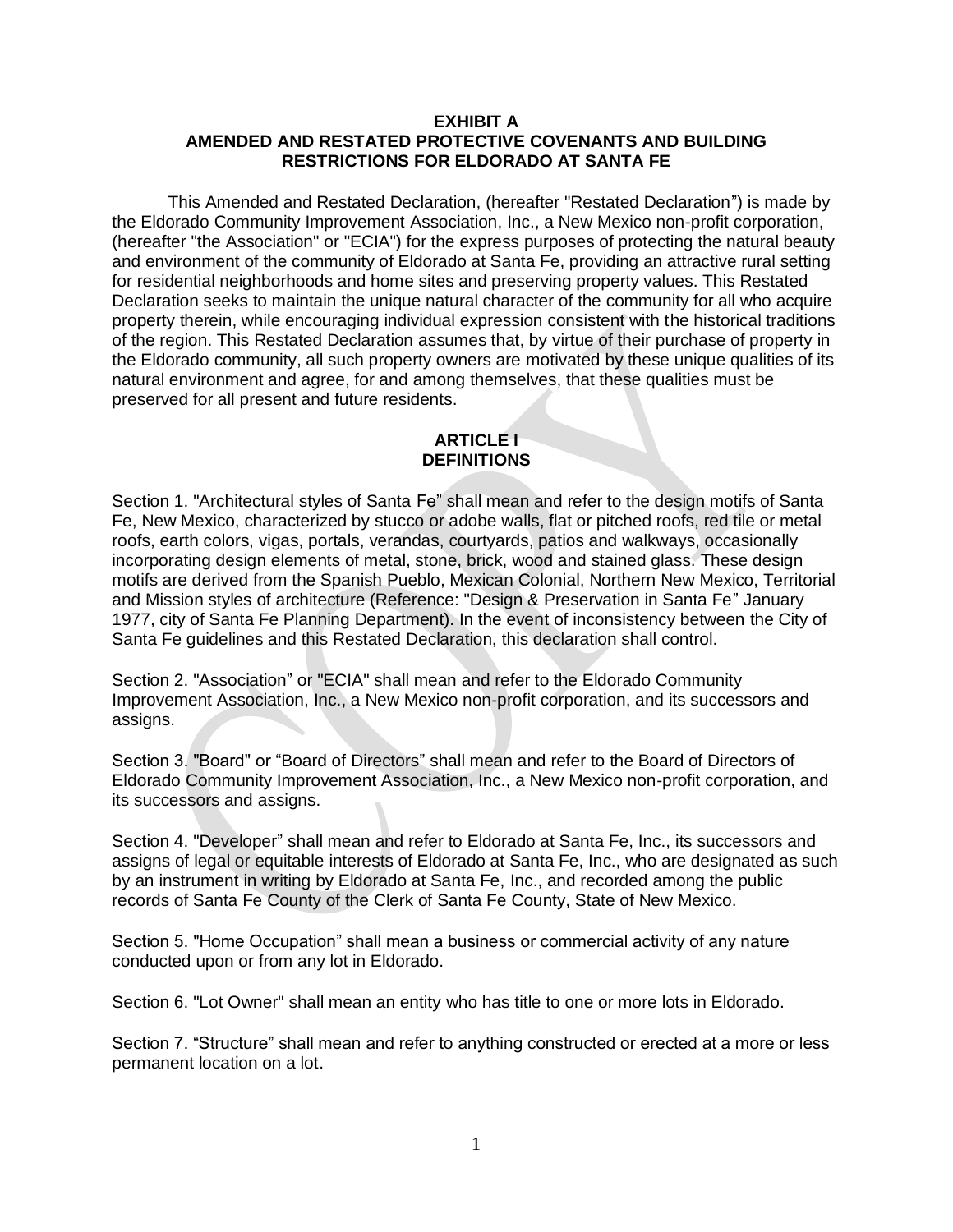# EXHIBIT A
# AMENDED AND RESTATED PROTECTIVE COVENANTS AND BUILDING RESTRICTIONS FOR ELDORADO AT SANTA FE

This Amended and Restated Declaration, (hereafter "Restated Declaration") is made by the Eldorado Community Improvement Association, Inc., a New Mexico non-profit corporation, (hereafter "the Association" or "ECIA") for the express purposes of protecting the natural beauty and environment of the community of Eldorado at Santa Fe, providing an attractive rural setting for residential neighborhoods and home sites and preserving property values. This Restated Declaration seeks to maintain the unique natural character of the community for all who acquire property therein, while encouraging individual expression consistent with the historical traditions of the region. This Restated Declaration assumes that, by virtue of their purchase of property in the Eldorado community, all such property owners are motivated by these unique qualities of its natural environment and agree, for and among themselves, that these qualities must be preserved for all present and future residents.

## ARTICLE I
## DEFINITIONS

Section 1. "Architectural styles of Santa Fe" shall mean and refer to the design motifs of Santa Fe, New Mexico, characterized by stucco or adobe walls, flat or pitched roofs, red tile or metal roofs, earth colors, vigas, portals, verandas, courtyards, patios and walkways, occasionally incorporating design elements of metal, stone, brick, wood and stained glass. These design motifs are derived from the Spanish Pueblo, Mexican Colonial, Northern New Mexico, Territorial and Mission styles of architecture (Reference: "Design & Preservation in Santa Fe" January 1977, city of Santa Fe Planning Department). In the event of inconsistency between the City of Santa Fe guidelines and this Restated Declaration, this declaration shall control.

Section 2. "Association" or "ECIA" shall mean and refer to the Eldorado Community Improvement Association, Inc., a New Mexico non-profit corporation, and its successors and assigns.

Section 3. "Board" or "Board of Directors" shall mean and refer to the Board of Directors of Eldorado Community Improvement Association, Inc., a New Mexico non-profit corporation, and its successors and assigns.

Section 4. "Developer" shall mean and refer to Eldorado at Santa Fe, Inc., its successors and assigns of legal or equitable interests of Eldorado at Santa Fe, Inc., who are designated as such by an instrument in writing by Eldorado at Santa Fe, Inc., and recorded among the public records of Santa Fe County of the Clerk of Santa Fe County, State of New Mexico.

Section 5. "Home Occupation" shall mean a business or commercial activity of any nature conducted upon or from any lot in Eldorado.

Section 6. "Lot Owner" shall mean an entity who has title to one or more lots in Eldorado.

Section 7. "Structure" shall mean and refer to anything constructed or erected at a more or less permanent location on a lot.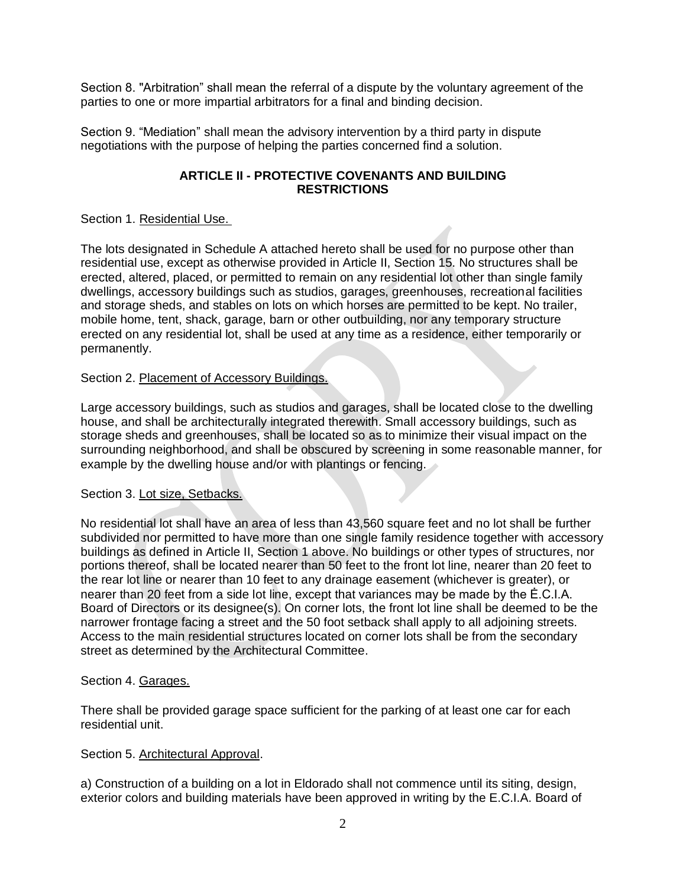Section 8. "Arbitration" shall mean the referral of a dispute by the voluntary agreement of the parties to one or more impartial arbitrators for a final and binding decision.

Section 9. "Mediation" shall mean the advisory intervention by a third party in dispute negotiations with the purpose of helping the parties concerned find a solution.

## ARTICLE II - PROTECTIVE COVENANTS AND BUILDING RESTRICTIONS

Section 1. Residential Use.

The lots designated in Schedule A attached hereto shall be used for no purpose other than residential use, except as otherwise provided in Article II, Section 15. No structures shall be erected, altered, placed, or permitted to remain on any residential lot other than single family dwellings, accessory buildings such as studios, garages, greenhouses, recreational facilities and storage sheds, and stables on lots on which horses are permitted to be kept. No trailer, mobile home, tent, shack, garage, barn or other outbuilding, nor any temporary structure erected on any residential lot, shall be used at any time as a residence, either temporarily or permanently.

Section 2. Placement of Accessory Buildings.

Large accessory buildings, such as studios and garages, shall be located close to the dwelling house, and shall be architecturally integrated therewith. Small accessory buildings, such as storage sheds and greenhouses, shall be located so as to minimize their visual impact on the surrounding neighborhood, and shall be obscured by screening in some reasonable manner, for example by the dwelling house and/or with plantings or fencing.

Section 3. Lot size, Setbacks.

No residential lot shall have an area of less than 43,560 square feet and no lot shall be further subdivided nor permitted to have more than one single family residence together with accessory buildings as defined in Article II, Section 1 above. No buildings or other types of structures, nor portions thereof, shall be located nearer than 50 feet to the front lot line, nearer than 20 feet to the rear lot line or nearer than 10 feet to any drainage easement (whichever is greater), or nearer than 20 feet from a side lot line, except that variances may be made by the E.C.I.A. Board of Directors or its designee(s). On corner lots, the front lot line shall be deemed to be the narrower frontage facing a street and the 50 foot setback shall apply to all adjoining streets. Access to the main residential structures located on corner lots shall be from the secondary street as determined by the Architectural Committee.

Section 4. Garages.

There shall be provided garage space sufficient for the parking of at least one car for each residential unit.

Section 5. Architectural Approval.

a) Construction of a building on a lot in Eldorado shall not commence until its siting, design, exterior colors and building materials have been approved in writing by the E.C.I.A. Board of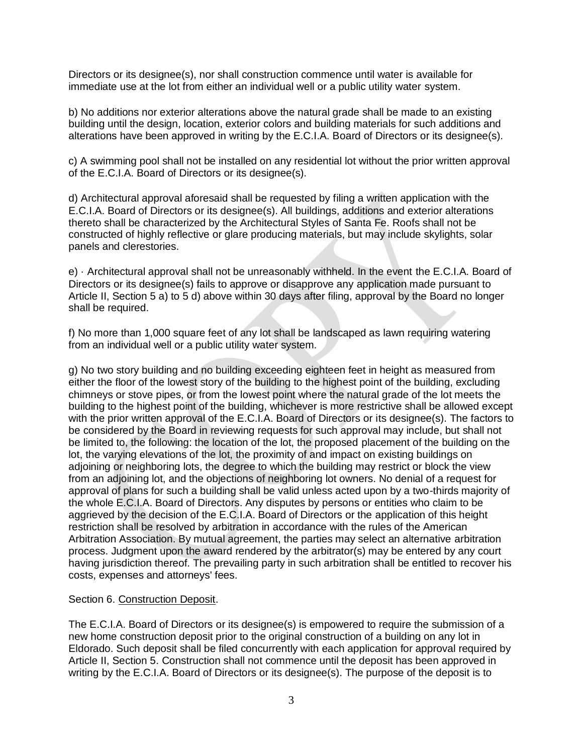Directors or its designee(s), nor shall construction commence until water is available for immediate use at the lot from either an individual well or a public utility water system.

b) No additions nor exterior alterations above the natural grade shall be made to an existing building until the design, location, exterior colors and building materials for such additions and alterations have been approved in writing by the E.C.I.A. Board of Directors or its designee(s).

c) A swimming pool shall not be installed on any residential lot without the prior written approval of the E.C.I.A. Board of Directors or its designee(s).

d) Architectural approval aforesaid shall be requested by filing a written application with the E.C.I.A. Board of Directors or its designee(s). All buildings, additions and exterior alterations thereto shall be characterized by the Architectural Styles of Santa Fe. Roofs shall not be constructed of highly reflective or glare producing materials, but may include skylights, solar panels and clerestories.

e) · Architectural approval shall not be unreasonably withheld. In the event the E.C.I.A. Board of Directors or its designee(s) fails to approve or disapprove any application made pursuant to Article II, Section 5 a) to 5 d) above within 30 days after filing, approval by the Board no longer shall be required.

f) No more than 1,000 square feet of any lot shall be landscaped as lawn requiring watering from an individual well or a public utility water system.

g) No two story building and no building exceeding eighteen feet in height as measured from either the floor of the lowest story of the building to the highest point of the building, excluding chimneys or stove pipes, or from the lowest point where the natural grade of the lot meets the building to the highest point of the building, whichever is more restrictive shall be allowed except with the prior written approval of the E.C.I.A. Board of Directors or its designee(s). The factors to be considered by the Board in reviewing requests for such approval may include, but shall not be limited to, the following: the location of the lot, the proposed placement of the building on the lot, the varying elevations of the lot, the proximity of and impact on existing buildings on adjoining or neighboring lots, the degree to which the building may restrict or block the view from an adjoining lot, and the objections of neighboring lot owners. No denial of a request for approval of plans for such a building shall be valid unless acted upon by a two-thirds majority of the whole E.C.I.A. Board of Directors. Any disputes by persons or entities who claim to be aggrieved by the decision of the E.C.I.A. Board of Directors or the application of this height restriction shall be resolved by arbitration in accordance with the rules of the American Arbitration Association. By mutual agreement, the parties may select an alternative arbitration process. Judgment upon the award rendered by the arbitrator(s) may be entered by any court having jurisdiction thereof. The prevailing party in such arbitration shall be entitled to recover his costs, expenses and attorneys' fees.

Section 6. Construction Deposit.

The E.C.I.A. Board of Directors or its designee(s) is empowered to require the submission of a new home construction deposit prior to the original construction of a building on any lot in Eldorado. Such deposit shall be filed concurrently with each application for approval required by Article II, Section 5. Construction shall not commence until the deposit has been approved in writing by the E.C.I.A. Board of Directors or its designee(s). The purpose of the deposit is to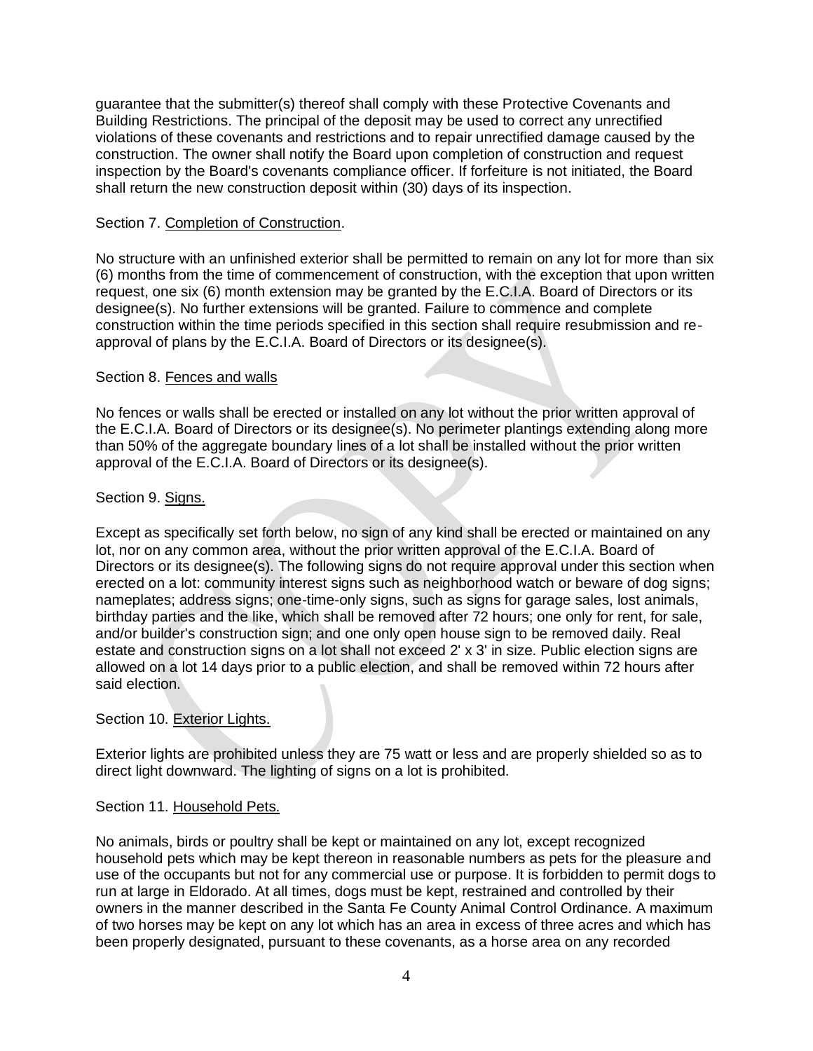guarantee that the submitter(s) thereof shall comply with these Protective Covenants and Building Restrictions. The principal of the deposit may be used to correct any unrectified violations of these covenants and restrictions and to repair unrectified damage caused by the construction. The owner shall notify the Board upon completion of construction and request inspection by the Board's covenants compliance officer. If forfeiture is not initiated, the Board shall return the new construction deposit within (30) days of its inspection.

Section 7. Completion of Construction.

No structure with an unfinished exterior shall be permitted to remain on any lot for more than six (6) months from the time of commencement of construction, with the exception that upon written request, one six (6) month extension may be granted by the E.C.I.A. Board of Directors or its designee(s). No further extensions will be granted. Failure to commence and complete construction within the time periods specified in this section shall require resubmission and re-approval of plans by the E.C.I.A. Board of Directors or its designee(s).

Section 8. Fences and walls

No fences or walls shall be erected or installed on any lot without the prior written approval of the E.C.I.A. Board of Directors or its designee(s). No perimeter plantings extending along more than 50% of the aggregate boundary lines of a lot shall be installed without the prior written approval of the E.C.I.A. Board of Directors or its designee(s).

Section 9. Signs.

Except as specifically set forth below, no sign of any kind shall be erected or maintained on any lot, nor on any common area, without the prior written approval of the E.C.I.A. Board of Directors or its designee(s). The following signs do not require approval under this section when erected on a lot: community interest signs such as neighborhood watch or beware of dog signs; nameplates; address signs; one-time-only signs, such as signs for garage sales, lost animals, birthday parties and the like, which shall be removed after 72 hours; one only for rent, for sale, and/or builder's construction sign; and one only open house sign to be removed daily. Real estate and construction signs on a lot shall not exceed 2' x 3' in size. Public election signs are allowed on a lot 14 days prior to a public election, and shall be removed within 72 hours after said election.

Section 10. Exterior Lights.

Exterior lights are prohibited unless they are 75 watt or less and are properly shielded so as to direct light downward. The lighting of signs on a lot is prohibited.

Section 11. Household Pets.

No animals, birds or poultry shall be kept or maintained on any lot, except recognized household pets which may be kept thereon in reasonable numbers as pets for the pleasure and use of the occupants but not for any commercial use or purpose. It is forbidden to permit dogs to run at large in Eldorado. At all times, dogs must be kept, restrained and controlled by their owners in the manner described in the Santa Fe County Animal Control Ordinance. A maximum of two horses may be kept on any lot which has an area in excess of three acres and which has been properly designated, pursuant to these covenants, as a horse area on any recorded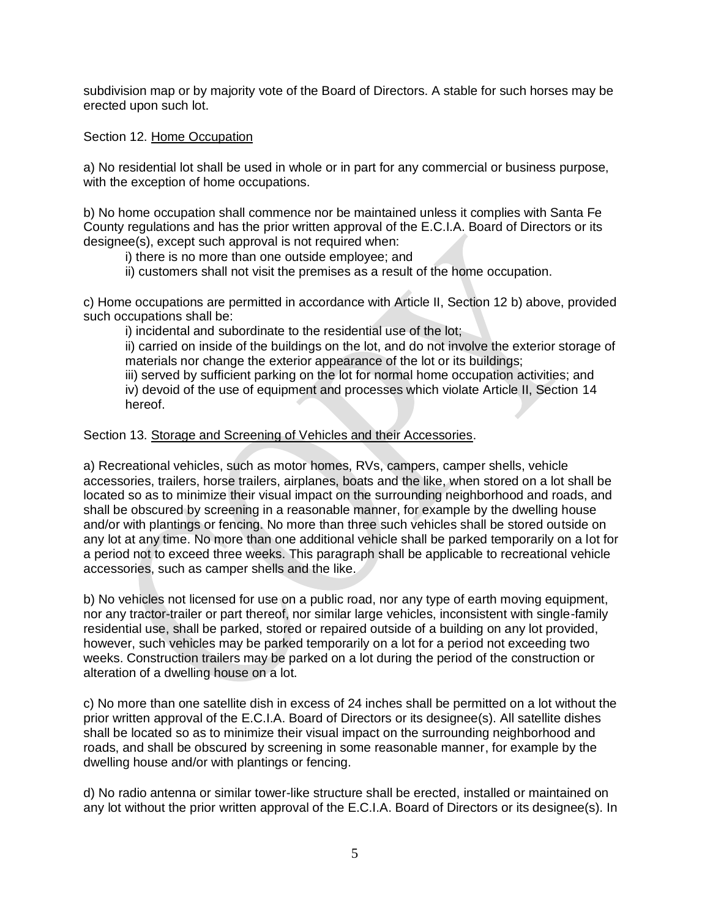subdivision map or by majority vote of the Board of Directors. A stable for such horses may be erected upon such lot.

Section 12. Home Occupation

a) No residential lot shall be used in whole or in part for any commercial or business purpose, with the exception of home occupations.

b) No home occupation shall commence nor be maintained unless it complies with Santa Fe County regulations and has the prior written approval of the E.C.I.A. Board of Directors or its designee(s), except such approval is not required when:

> i) there is no more than one outside employee; and
> ii) customers shall not visit the premises as a result of the home occupation.

c) Home occupations are permitted in accordance with Article II, Section 12 b) above, provided such occupations shall be:

> i) incidental and subordinate to the residential use of the lot;
> ii) carried on inside of the buildings on the lot, and do not involve the exterior storage of materials nor change the exterior appearance of the lot or its buildings;
> iii) served by sufficient parking on the lot for normal home occupation activities; and
> iv) devoid of the use of equipment and processes which violate Article II, Section 14 hereof.

Section 13. Storage and Screening of Vehicles and their Accessories.

a) Recreational vehicles, such as motor homes, RVs, campers, camper shells, vehicle accessories, trailers, horse trailers, airplanes, boats and the like, when stored on a lot shall be located so as to minimize their visual impact on the surrounding neighborhood and roads, and shall be obscured by screening in a reasonable manner, for example by the dwelling house and/or with plantings or fencing. No more than three such vehicles shall be stored outside on any lot at any time. No more than one additional vehicle shall be parked temporarily on a lot for a period not to exceed three weeks. This paragraph shall be applicable to recreational vehicle accessories, such as camper shells and the like.

b) No vehicles not licensed for use on a public road, nor any type of earth moving equipment, nor any tractor-trailer or part thereof, nor similar large vehicles, inconsistent with single-family residential use, shall be parked, stored or repaired outside of a building on any lot provided, however, such vehicles may be parked temporarily on a lot for a period not exceeding two weeks. Construction trailers may be parked on a lot during the period of the construction or alteration of a dwelling house on a lot.

c) No more than one satellite dish in excess of 24 inches shall be permitted on a lot without the prior written approval of the E.C.I.A. Board of Directors or its designee(s). All satellite dishes shall be located so as to minimize their visual impact on the surrounding neighborhood and roads, and shall be obscured by screening in some reasonable manner, for example by the dwelling house and/or with plantings or fencing.

d) No radio antenna or similar tower-like structure shall be erected, installed or maintained on any lot without the prior written approval of the E.C.I.A. Board of Directors or its designee(s). In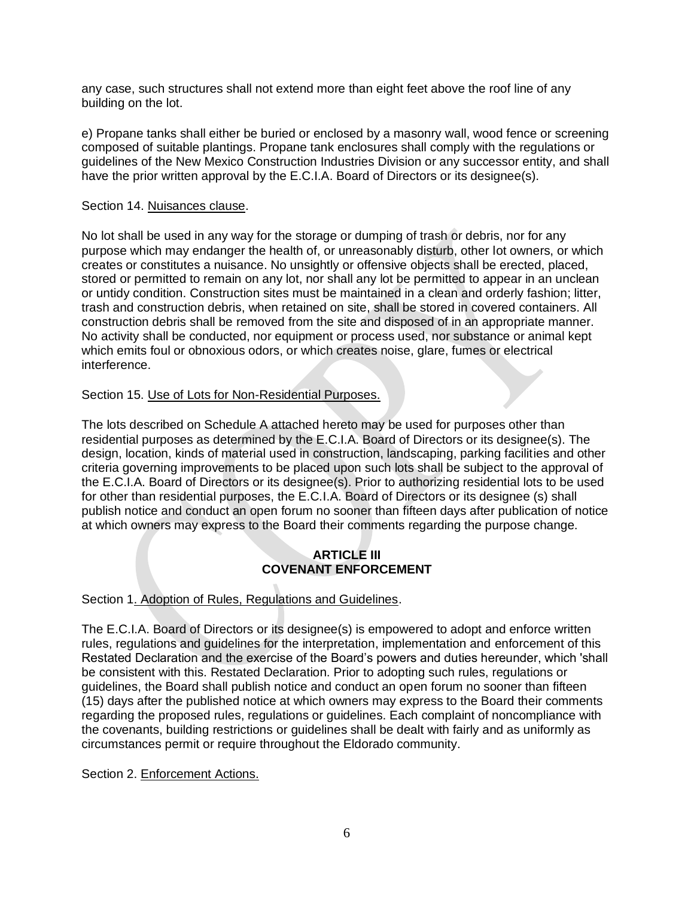any case, such structures shall not extend more than eight feet above the roof line of any building on the lot.

e) Propane tanks shall either be buried or enclosed by a masonry wall, wood fence or screening composed of suitable plantings. Propane tank enclosures shall comply with the regulations or guidelines of the New Mexico Construction Industries Division or any successor entity, and shall have the prior written approval by the E.C.I.A. Board of Directors or its designee(s).

Section 14. Nuisances clause.

No lot shall be used in any way for the storage or dumping of trash or debris, nor for any purpose which may endanger the health of, or unreasonably disturb, other lot owners, or which creates or constitutes a nuisance. No unsightly or offensive objects shall be erected, placed, stored or permitted to remain on any lot, nor shall any lot be permitted to appear in an unclean or untidy condition. Construction sites must be maintained in a clean and orderly fashion; litter, trash and construction debris, when retained on site, shall be stored in covered containers. All construction debris shall be removed from the site and disposed of in an appropriate manner. No activity shall be conducted, nor equipment or process used, nor substance or animal kept which emits foul or obnoxious odors, or which creates noise, glare, fumes or electrical interference.

Section 15. Use of Lots for Non-Residential Purposes.

The lots described on Schedule A attached hereto may be used for purposes other than residential purposes as determined by the E.C.I.A. Board of Directors or its designee(s). The design, location, kinds of material used in construction, landscaping, parking facilities and other criteria governing improvements to be placed upon such lots shall be subject to the approval of the E.C.I.A. Board of Directors or its designee(s). Prior to authorizing residential lots to be used for other than residential purposes, the E.C.I.A. Board of Directors or its designee (s) shall publish notice and conduct an open forum no sooner than fifteen days after publication of notice at which owners may express to the Board their comments regarding the purpose change.

## ARTICLE III
## COVENANT ENFORCEMENT

Section 1. Adoption of Rules, Regulations and Guidelines.

The E.C.I.A. Board of Directors or its designee(s) is empowered to adopt and enforce written rules, regulations and guidelines for the interpretation, implementation and enforcement of this Restated Declaration and the exercise of the Board's powers and duties hereunder, which 'shall be consistent with this. Restated Declaration. Prior to adopting such rules, regulations or guidelines, the Board shall publish notice and conduct an open forum no sooner than fifteen (15) days after the published notice at which owners may express to the Board their comments regarding the proposed rules, regulations or guidelines. Each complaint of noncompliance with the covenants, building restrictions or guidelines shall be dealt with fairly and as uniformly as circumstances permit or require throughout the Eldorado community.

Section 2. Enforcement Actions.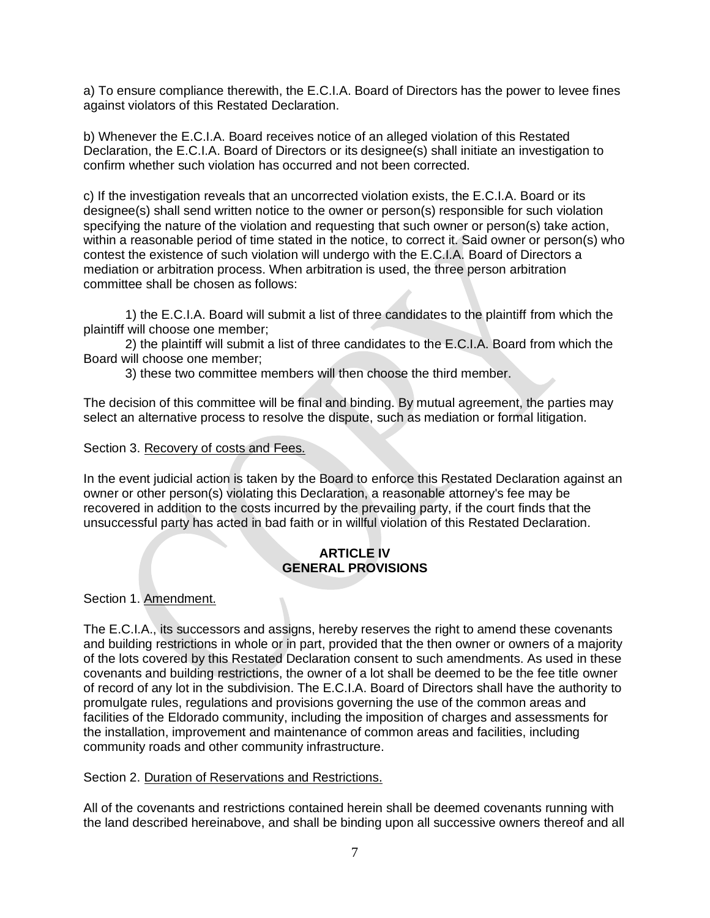a) To ensure compliance therewith, the E.C.I.A. Board of Directors has the power to levee fines against violators of this Restated Declaration.

b) Whenever the E.C.I.A. Board receives notice of an alleged violation of this Restated Declaration, the E.C.I.A. Board of Directors or its designee(s) shall initiate an investigation to confirm whether such violation has occurred and not been corrected.

c) If the investigation reveals that an uncorrected violation exists, the E.C.I.A. Board or its designee(s) shall send written notice to the owner or person(s) responsible for such violation specifying the nature of the violation and requesting that such owner or person(s) take action, within a reasonable period of time stated in the notice, to correct it. Said owner or person(s) who contest the existence of such violation will undergo with the E.C.I.A. Board of Directors a mediation or arbitration process. When arbitration is used, the three person arbitration committee shall be chosen as follows:

1) the E.C.I.A. Board will submit a list of three candidates to the plaintiff from which the plaintiff will choose one member;
2) the plaintiff will submit a list of three candidates to the E.C.I.A. Board from which the Board will choose one member;
3) these two committee members will then choose the third member.

The decision of this committee will be final and binding. By mutual agreement, the parties may select an alternative process to resolve the dispute, such as mediation or formal litigation.

Section 3. Recovery of costs and Fees.

In the event judicial action is taken by the Board to enforce this Restated Declaration against an owner or other person(s) violating this Declaration, a reasonable attorney's fee may be recovered in addition to the costs incurred by the prevailing party, if the court finds that the unsuccessful party has acted in bad faith or in willful violation of this Restated Declaration.

## ARTICLE IV
## GENERAL PROVISIONS

Section 1. Amendment.

The E.C.I.A., its successors and assigns, hereby reserves the right to amend these covenants and building restrictions in whole or in part, provided that the then owner or owners of a majority of the lots covered by this Restated Declaration consent to such amendments. As used in these covenants and building restrictions, the owner of a lot shall be deemed to be the fee title owner of record of any lot in the subdivision. The E.C.I.A. Board of Directors shall have the authority to promulgate rules, regulations and provisions governing the use of the common areas and facilities of the Eldorado community, including the imposition of charges and assessments for the installation, improvement and maintenance of common areas and facilities, including community roads and other community infrastructure.

Section 2. Duration of Reservations and Restrictions.

All of the covenants and restrictions contained herein shall be deemed covenants running with the land described hereinabove, and shall be binding upon all successive owners thereof and all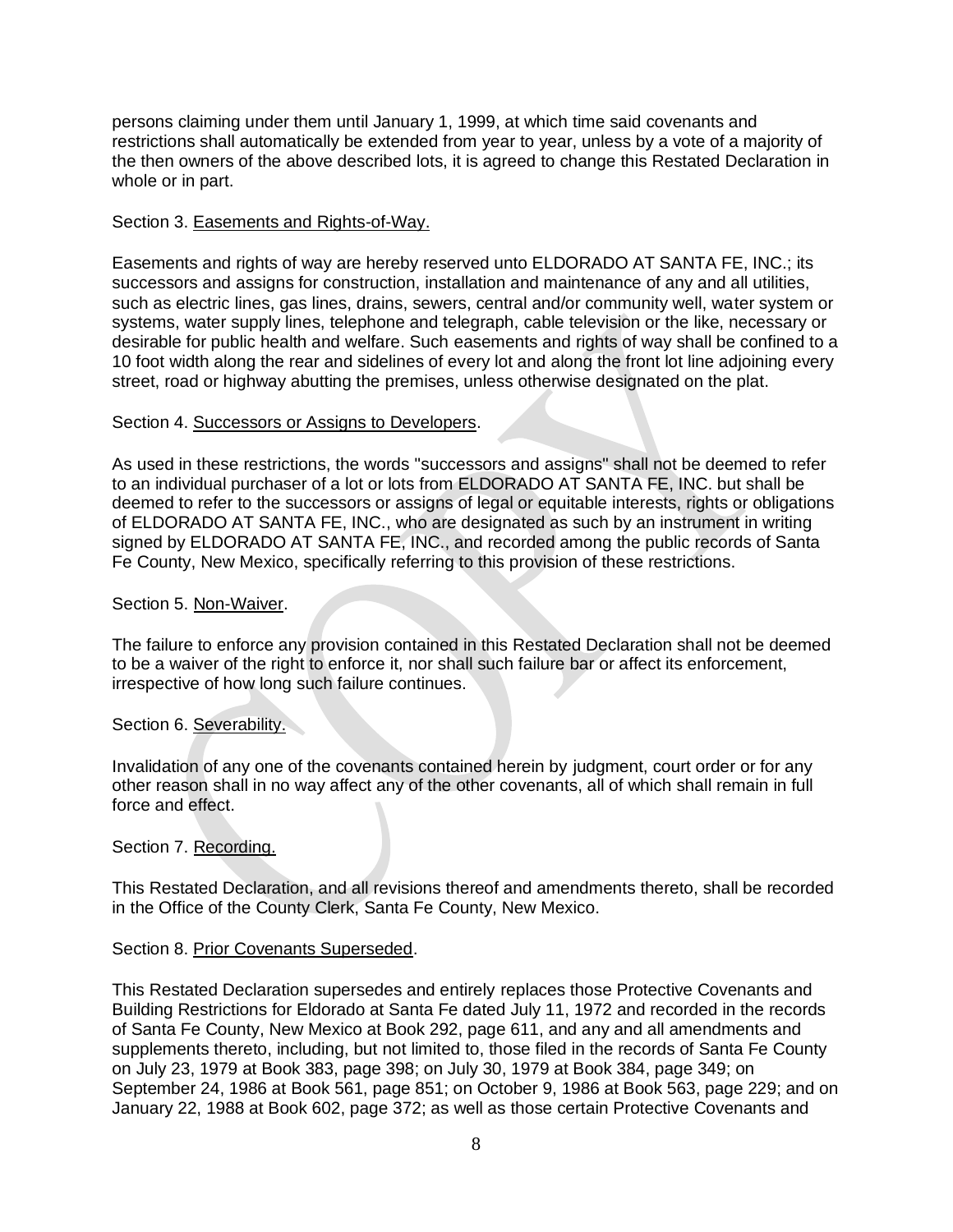persons claiming under them until January 1, 1999, at which time said covenants and restrictions shall automatically be extended from year to year, unless by a vote of a majority of the then owners of the above described lots, it is agreed to change this Restated Declaration in whole or in part.

Section 3. <u>Easements and Rights-of-Way.</u>

Easements and rights of way are hereby reserved unto ELDORADO AT SANTA FE, INC.; its successors and assigns for construction, installation and maintenance of any and all utilities, such as electric lines, gas lines, drains, sewers, central and/or community well, water system or systems, water supply lines, telephone and telegraph, cable television or the like, necessary or desirable for public health and welfare. Such easements and rights of way shall be confined to a 10 foot width along the rear and sidelines of every lot and along the front lot line adjoining every street, road or highway abutting the premises, unless otherwise designated on the plat.

Section 4. <u>Successors or Assigns to Developers</u>.

As used in these restrictions, the words "successors and assigns" shall not be deemed to refer to an individual purchaser of a lot or lots from ELDORADO AT SANTA FE, INC. but shall be deemed to refer to the successors or assigns of legal or equitable interests, rights or obligations of ELDORADO AT SANTA FE, INC., who are designated as such by an instrument in writing signed by ELDORADO AT SANTA FE, INC., and recorded among the public records of Santa Fe County, New Mexico, specifically referring to this provision of these restrictions.

Section 5. <u>Non-Waiver</u>.

The failure to enforce any provision contained in this Restated Declaration shall not be deemed to be a waiver of the right to enforce it, nor shall such failure bar or affect its enforcement, irrespective of how long such failure continues.

Section 6. <u>Severability.</u>

Invalidation of any one of the covenants contained herein by judgment, court order or for any other reason shall in no way affect any of the other covenants, all of which shall remain in full force and effect.

Section 7. <u>Recording.</u>

This Restated Declaration, and all revisions thereof and amendments thereto, shall be recorded in the Office of the County Clerk, Santa Fe County, New Mexico.

Section 8. <u>Prior Covenants Superseded</u>.

This Restated Declaration supersedes and entirely replaces those Protective Covenants and Building Restrictions for Eldorado at Santa Fe dated July 11, 1972 and recorded in the records of Santa Fe County, New Mexico at Book 292, page 611, and any and all amendments and supplements thereto, including, but not limited to, those filed in the records of Santa Fe County on July 23, 1979 at Book 383, page 398; on July 30, 1979 at Book 384, page 349; on September 24, 1986 at Book 561, page 851; on October 9, 1986 at Book 563, page 229; and on January 22, 1988 at Book 602, page 372; as well as those certain Protective Covenants and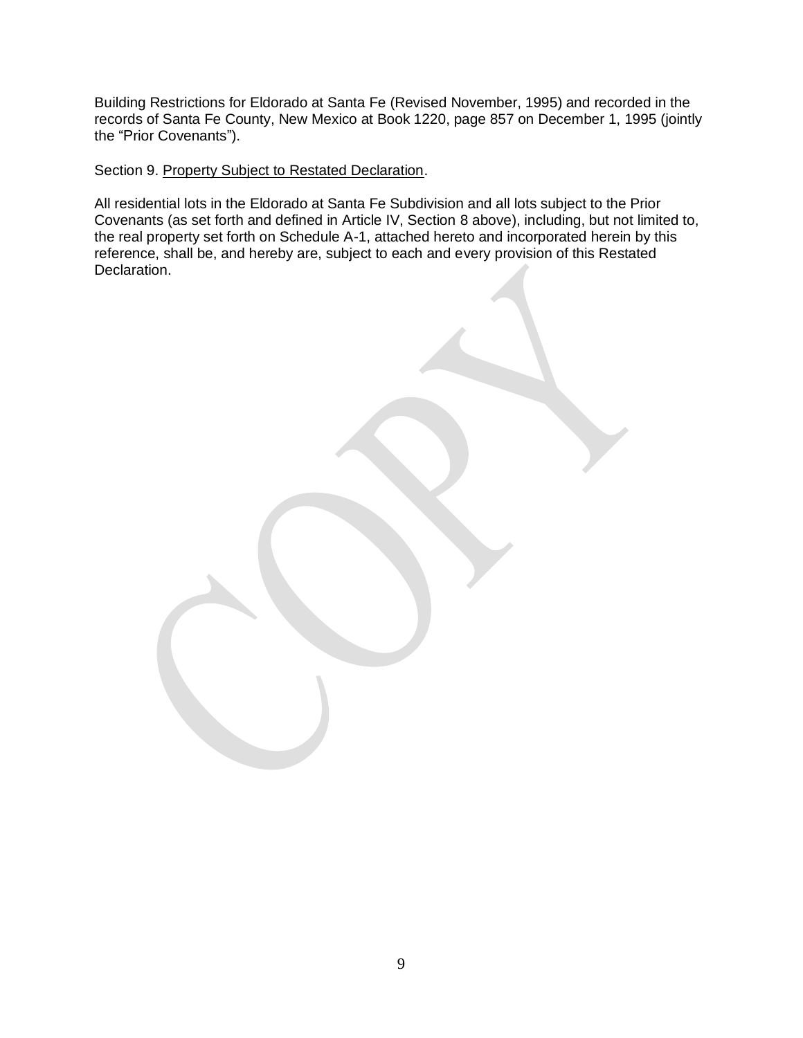Building Restrictions for Eldorado at Santa Fe (Revised November, 1995) and recorded in the records of Santa Fe County, New Mexico at Book 1220, page 857 on December 1, 1995 (jointly the "Prior Covenants").

Section 9. <u>Property Subject to Restated Declaration</u>.

All residential lots in the Eldorado at Santa Fe Subdivision and all lots subject to the Prior Covenants (as set forth and defined in Article IV, Section 8 above), including, but not limited to, the real property set forth on Schedule A-1, attached hereto and incorporated herein by this reference, shall be, and hereby are, subject to each and every provision of this Restated Declaration.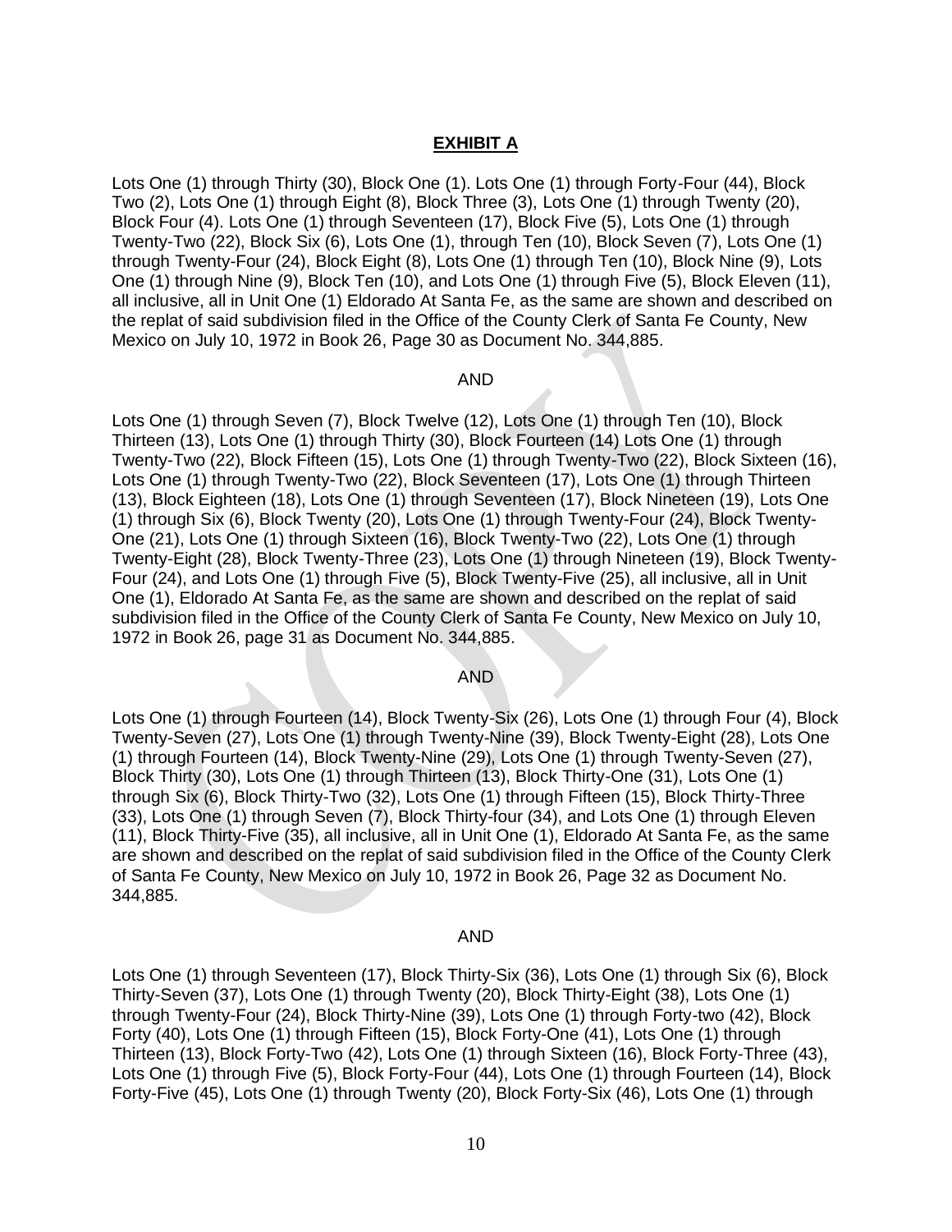**EXHIBIT A**

Lots One (1) through Thirty (30), Block One (1). Lots One (1) through Forty-Four (44), Block Two (2), Lots One (1) through Eight (8), Block Three (3), Lots One (1) through Twenty (20), Block Four (4). Lots One (1) through Seventeen (17), Block Five (5), Lots One (1) through Twenty-Two (22), Block Six (6), Lots One (1), through Ten (10), Block Seven (7), Lots One (1) through Twenty-Four (24), Block Eight (8), Lots One (1) through Ten (10), Block Nine (9), Lots One (1) through Nine (9), Block Ten (10), and Lots One (1) through Five (5), Block Eleven (11), all inclusive, all in Unit One (1) Eldorado At Santa Fe, as the same are shown and described on the replat of said subdivision filed in the Office of the County Clerk of Santa Fe County, New Mexico on July 10, 1972 in Book 26, Page 30 as Document No. 344,885.

AND

Lots One (1) through Seven (7), Block Twelve (12), Lots One (1) through Ten (10), Block Thirteen (13), Lots One (1) through Thirty (30), Block Fourteen (14) Lots One (1) through Twenty-Two (22), Block Fifteen (15), Lots One (1) through Twenty-Two (22), Block Sixteen (16), Lots One (1) through Twenty-Two (22), Block Seventeen (17), Lots One (1) through Thirteen (13), Block Eighteen (18), Lots One (1) through Seventeen (17), Block Nineteen (19), Lots One (1) through Six (6), Block Twenty (20), Lots One (1) through Twenty-Four (24), Block Twenty-One (21), Lots One (1) through Sixteen (16), Block Twenty-Two (22), Lots One (1) through Twenty-Eight (28), Block Twenty-Three (23), Lots One (1) through Nineteen (19), Block Twenty-Four (24), and Lots One (1) through Five (5), Block Twenty-Five (25), all inclusive, all in Unit One (1), Eldorado At Santa Fe, as the same are shown and described on the replat of said subdivision filed in the Office of the County Clerk of Santa Fe County, New Mexico on July 10, 1972 in Book 26, page 31 as Document No. 344,885.

AND

Lots One (1) through Fourteen (14), Block Twenty-Six (26), Lots One (1) through Four (4), Block Twenty-Seven (27), Lots One (1) through Twenty-Nine (39), Block Twenty-Eight (28), Lots One (1) through Fourteen (14), Block Twenty-Nine (29), Lots One (1) through Twenty-Seven (27), Block Thirty (30), Lots One (1) through Thirteen (13), Block Thirty-One (31), Lots One (1) through Six (6), Block Thirty-Two (32), Lots One (1) through Fifteen (15), Block Thirty-Three (33), Lots One (1) through Seven (7), Block Thirty-four (34), and Lots One (1) through Eleven (11), Block Thirty-Five (35), all inclusive, all in Unit One (1), Eldorado At Santa Fe, as the same are shown and described on the replat of said subdivision filed in the Office of the County Clerk of Santa Fe County, New Mexico on July 10, 1972 in Book 26, Page 32 as Document No. 344,885.

AND

Lots One (1) through Seventeen (17), Block Thirty-Six (36), Lots One (1) through Six (6), Block Thirty-Seven (37), Lots One (1) through Twenty (20), Block Thirty-Eight (38), Lots One (1) through Twenty-Four (24), Block Thirty-Nine (39), Lots One (1) through Forty-two (42), Block Forty (40), Lots One (1) through Fifteen (15), Block Forty-One (41), Lots One (1) through Thirteen (13), Block Forty-Two (42), Lots One (1) through Sixteen (16), Block Forty-Three (43), Lots One (1) through Five (5), Block Forty-Four (44), Lots One (1) through Fourteen (14), Block Forty-Five (45), Lots One (1) through Twenty (20), Block Forty-Six (46), Lots One (1) through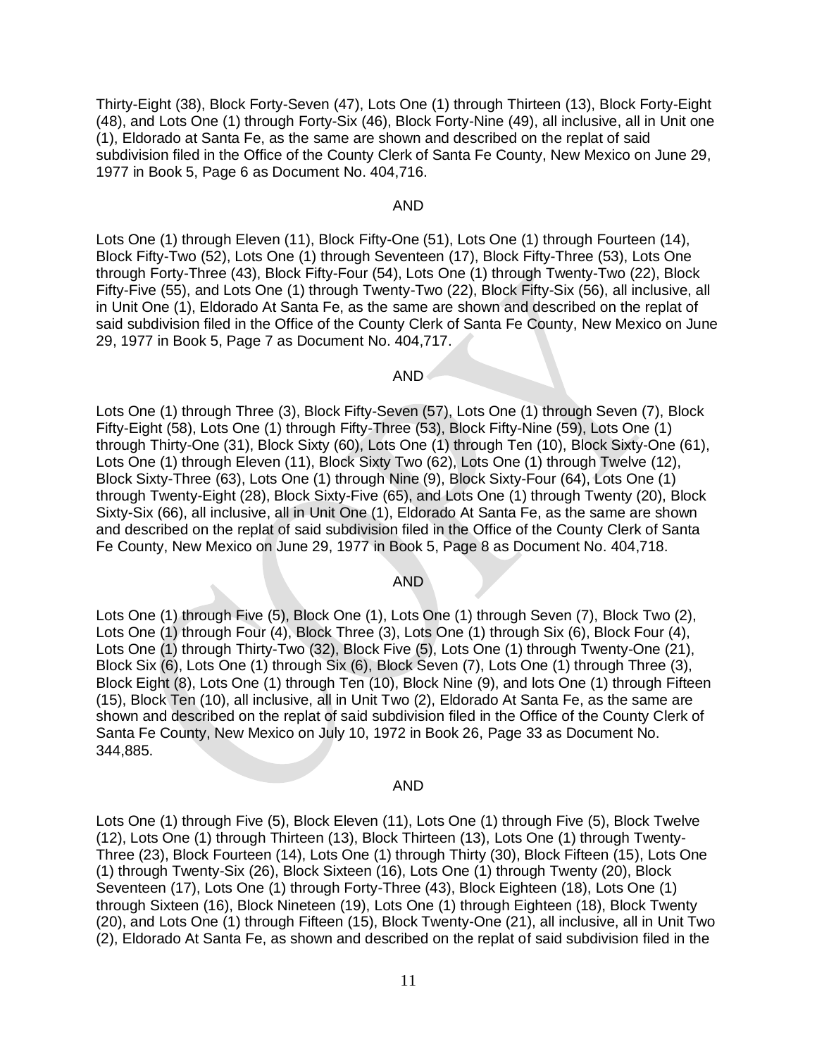Thirty-Eight (38), Block Forty-Seven (47), Lots One (1) through Thirteen (13), Block Forty-Eight (48), and Lots One (1) through Forty-Six (46), Block Forty-Nine (49), all inclusive, all in Unit one (1), Eldorado at Santa Fe, as the same are shown and described on the replat of said subdivision filed in the Office of the County Clerk of Santa Fe County, New Mexico on June 29, 1977 in Book 5, Page 6 as Document No. 404,716.

AND

Lots One (1) through Eleven (11), Block Fifty-One (51), Lots One (1) through Fourteen (14), Block Fifty-Two (52), Lots One (1) through Seventeen (17), Block Fifty-Three (53), Lots One through Forty-Three (43), Block Fifty-Four (54), Lots One (1) through Twenty-Two (22), Block Fifty-Five (55), and Lots One (1) through Twenty-Two (22), Block Fifty-Six (56), all inclusive, all in Unit One (1), Eldorado At Santa Fe, as the same are shown and described on the replat of said subdivision filed in the Office of the County Clerk of Santa Fe County, New Mexico on June 29, 1977 in Book 5, Page 7 as Document No. 404,717.

AND

Lots One (1) through Three (3), Block Fifty-Seven (57), Lots One (1) through Seven (7), Block Fifty-Eight (58), Lots One (1) through Fifty-Three (53), Block Fifty-Nine (59), Lots One (1) through Thirty-One (31), Block Sixty (60), Lots One (1) through Ten (10), Block Sixty-One (61), Lots One (1) through Eleven (11), Block Sixty Two (62), Lots One (1) through Twelve (12), Block Sixty-Three (63), Lots One (1) through Nine (9), Block Sixty-Four (64), Lots One (1) through Twenty-Eight (28), Block Sixty-Five (65), and Lots One (1) through Twenty (20), Block Sixty-Six (66), all inclusive, all in Unit One (1), Eldorado At Santa Fe, as the same are shown and described on the replat of said subdivision filed in the Office of the County Clerk of Santa Fe County, New Mexico on June 29, 1977 in Book 5, Page 8 as Document No. 404,718.

AND

Lots One (1) through Five (5), Block One (1), Lots One (1) through Seven (7), Block Two (2), Lots One (1) through Four (4), Block Three (3), Lots One (1) through Six (6), Block Four (4), Lots One (1) through Thirty-Two (32), Block Five (5), Lots One (1) through Twenty-One (21), Block Six (6), Lots One (1) through Six (6), Block Seven (7), Lots One (1) through Three (3), Block Eight (8), Lots One (1) through Ten (10), Block Nine (9), and lots One (1) through Fifteen (15), Block Ten (10), all inclusive, all in Unit Two (2), Eldorado At Santa Fe, as the same are shown and described on the replat of said subdivision filed in the Office of the County Clerk of Santa Fe County, New Mexico on July 10, 1972 in Book 26, Page 33 as Document No. 344,885.

AND

Lots One (1) through Five (5), Block Eleven (11), Lots One (1) through Five (5), Block Twelve (12), Lots One (1) through Thirteen (13), Block Thirteen (13), Lots One (1) through Twenty-Three (23), Block Fourteen (14), Lots One (1) through Thirty (30), Block Fifteen (15), Lots One (1) through Twenty-Six (26), Block Sixteen (16), Lots One (1) through Twenty (20), Block Seventeen (17), Lots One (1) through Forty-Three (43), Block Eighteen (18), Lots One (1) through Sixteen (16), Block Nineteen (19), Lots One (1) through Eighteen (18), Block Twenty (20), and Lots One (1) through Fifteen (15), Block Twenty-One (21), all inclusive, all in Unit Two (2), Eldorado At Santa Fe, as shown and described on the replat of said subdivision filed in the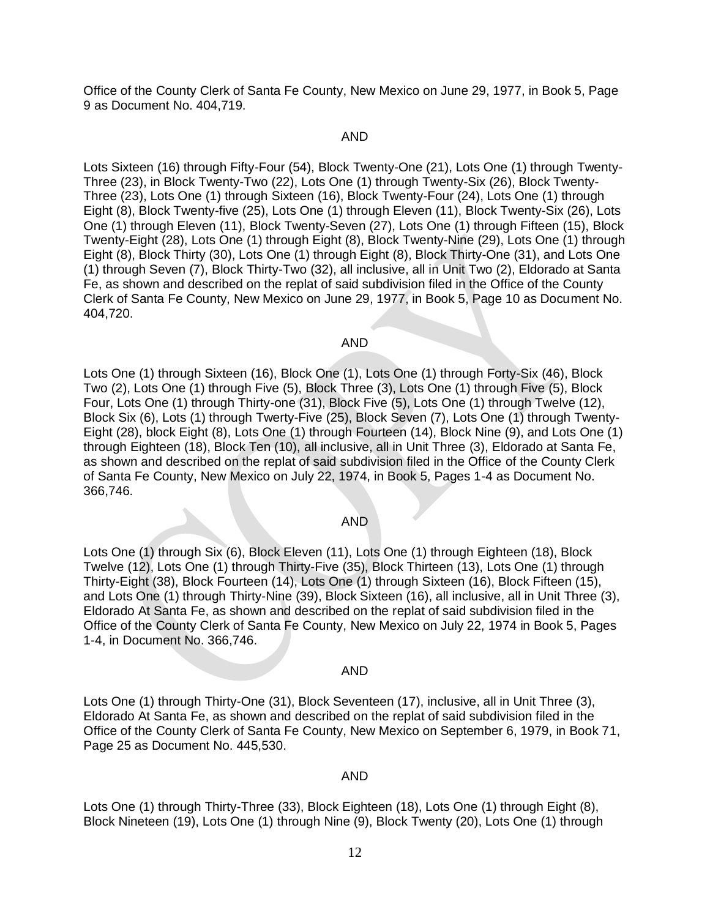Office of the County Clerk of Santa Fe County, New Mexico on June 29, 1977, in Book 5, Page 9 as Document No. 404,719.

AND

Lots Sixteen (16) through Fifty-Four (54), Block Twenty-One (21), Lots One (1) through Twenty-Three (23), in Block Twenty-Two (22), Lots One (1) through Twenty-Six (26), Block Twenty-Three (23), Lots One (1) through Sixteen (16), Block Twenty-Four (24), Lots One (1) through Eight (8), Block Twenty-five (25), Lots One (1) through Eleven (11), Block Twenty-Six (26), Lots One (1) through Eleven (11), Block Twenty-Seven (27), Lots One (1) through Fifteen (15), Block Twenty-Eight (28), Lots One (1) through Eight (8), Block Twenty-Nine (29), Lots One (1) through Eight (8), Block Thirty (30), Lots One (1) through Eight (8), Block Thirty-One (31), and Lots One (1) through Seven (7), Block Thirty-Two (32), all inclusive, all in Unit Two (2), Eldorado at Santa Fe, as shown and described on the replat of said subdivision filed in the Office of the County Clerk of Santa Fe County, New Mexico on June 29, 1977, in Book 5, Page 10 as Document No. 404,720.

AND

Lots One (1) through Sixteen (16), Block One (1), Lots One (1) through Forty-Six (46), Block Two (2), Lots One (1) through Five (5), Block Three (3), Lots One (1) through Five (5), Block Four, Lots One (1) through Thirty-one (31), Block Five (5), Lots One (1) through Twelve (12), Block Six (6), Lots (1) through Twenty-Five (25), Block Seven (7), Lots One (1) through Twenty-Eight (28), block Eight (8), Lots One (1) through Fourteen (14), Block Nine (9), and Lots One (1) through Eighteen (18), Block Ten (10), all inclusive, all in Unit Three (3), Eldorado at Santa Fe, as shown and described on the replat of said subdivision filed in the Office of the County Clerk of Santa Fe County, New Mexico on July 22, 1974, in Book 5, Pages 1-4 as Document No. 366,746.

AND

Lots One (1) through Six (6), Block Eleven (11), Lots One (1) through Eighteen (18), Block Twelve (12), Lots One (1) through Thirty-Five (35), Block Thirteen (13), Lots One (1) through Thirty-Eight (38), Block Fourteen (14), Lots One (1) through Sixteen (16), Block Fifteen (15), and Lots One (1) through Thirty-Nine (39), Block Sixteen (16), all inclusive, all in Unit Three (3), Eldorado At Santa Fe, as shown and described on the replat of said subdivision filed in the Office of the County Clerk of Santa Fe County, New Mexico on July 22, 1974 in Book 5, Pages 1-4, in Document No. 366,746.

AND

Lots One (1) through Thirty-One (31), Block Seventeen (17), inclusive, all in Unit Three (3), Eldorado At Santa Fe, as shown and described on the replat of said subdivision filed in the Office of the County Clerk of Santa Fe County, New Mexico on September 6, 1979, in Book 71, Page 25 as Document No. 445,530.

AND

Lots One (1) through Thirty-Three (33), Block Eighteen (18), Lots One (1) through Eight (8), Block Nineteen (19), Lots One (1) through Nine (9), Block Twenty (20), Lots One (1) through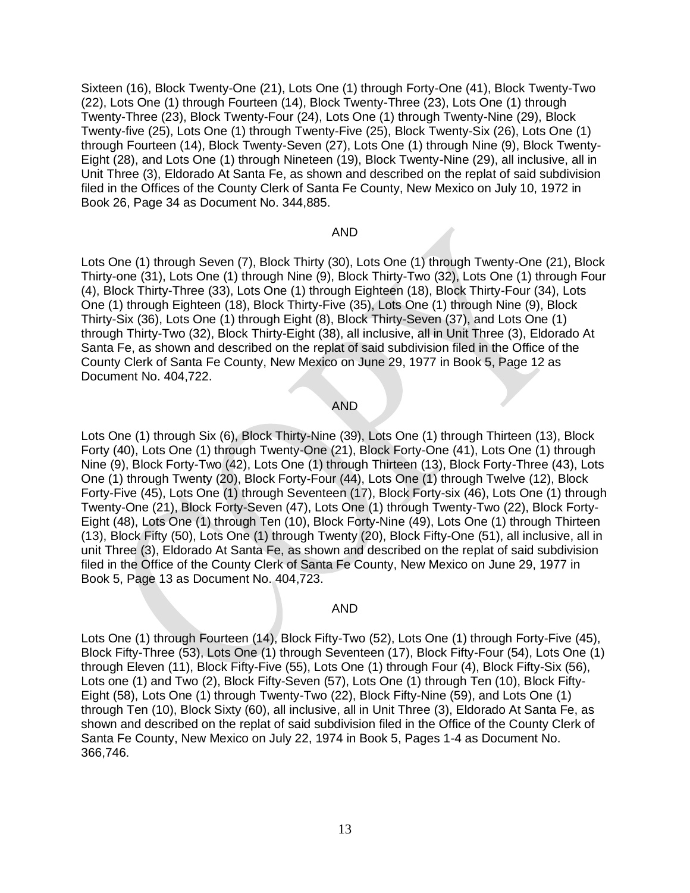Sixteen (16), Block Twenty-One (21), Lots One (1) through Forty-One (41), Block Twenty-Two (22), Lots One (1) through Fourteen (14), Block Twenty-Three (23), Lots One (1) through Twenty-Three (23), Block Twenty-Four (24), Lots One (1) through Twenty-Nine (29), Block Twenty-five (25), Lots One (1) through Twenty-Five (25), Block Twenty-Six (26), Lots One (1) through Fourteen (14), Block Twenty-Seven (27), Lots One (1) through Nine (9), Block Twenty-Eight (28), and Lots One (1) through Nineteen (19), Block Twenty-Nine (29), all inclusive, all in Unit Three (3), Eldorado At Santa Fe, as shown and described on the replat of said subdivision filed in the Offices of the County Clerk of Santa Fe County, New Mexico on July 10, 1972 in Book 26, Page 34 as Document No. 344,885.

AND

Lots One (1) through Seven (7), Block Thirty (30), Lots One (1) through Twenty-One (21), Block Thirty-one (31), Lots One (1) through Nine (9), Block Thirty-Two (32), Lots One (1) through Four (4), Block Thirty-Three (33), Lots One (1) through Eighteen (18), Block Thirty-Four (34), Lots One (1) through Eighteen (18), Block Thirty-Five (35), Lots One (1) through Nine (9), Block Thirty-Six (36), Lots One (1) through Eight (8), Block Thirty-Seven (37), and Lots One (1) through Thirty-Two (32), Block Thirty-Eight (38), all inclusive, all in Unit Three (3), Eldorado At Santa Fe, as shown and described on the replat of said subdivision filed in the Office of the County Clerk of Santa Fe County, New Mexico on June 29, 1977 in Book 5, Page 12 as Document No. 404,722.

AND

Lots One (1) through Six (6), Block Thirty-Nine (39), Lots One (1) through Thirteen (13), Block Forty (40), Lots One (1) through Twenty-One (21), Block Forty-One (41), Lots One (1) through Nine (9), Block Forty-Two (42), Lots One (1) through Thirteen (13), Block Forty-Three (43), Lots One (1) through Twenty (20), Block Forty-Four (44), Lots One (1) through Twelve (12), Block Forty-Five (45), Lots One (1) through Seventeen (17), Block Forty-six (46), Lots One (1) through Twenty-One (21), Block Forty-Seven (47), Lots One (1) through Twenty-Two (22), Block Forty-Eight (48), Lots One (1) through Ten (10), Block Forty-Nine (49), Lots One (1) through Thirteen (13), Block Fifty (50), Lots One (1) through Twenty (20), Block Fifty-One (51), all inclusive, all in unit Three (3), Eldorado At Santa Fe, as shown and described on the replat of said subdivision filed in the Office of the County Clerk of Santa Fe County, New Mexico on June 29, 1977 in Book 5, Page 13 as Document No. 404,723.

AND

Lots One (1) through Fourteen (14), Block Fifty-Two (52), Lots One (1) through Forty-Five (45), Block Fifty-Three (53), Lots One (1) through Seventeen (17), Block Fifty-Four (54), Lots One (1) through Eleven (11), Block Fifty-Five (55), Lots One (1) through Four (4), Block Fifty-Six (56), Lots one (1) and Two (2), Block Fifty-Seven (57), Lots One (1) through Ten (10), Block Fifty-Eight (58), Lots One (1) through Twenty-Two (22), Block Fifty-Nine (59), and Lots One (1) through Ten (10), Block Sixty (60), all inclusive, all in Unit Three (3), Eldorado At Santa Fe, as shown and described on the replat of said subdivision filed in the Office of the County Clerk of Santa Fe County, New Mexico on July 22, 1974 in Book 5, Pages 1-4 as Document No. 366,746.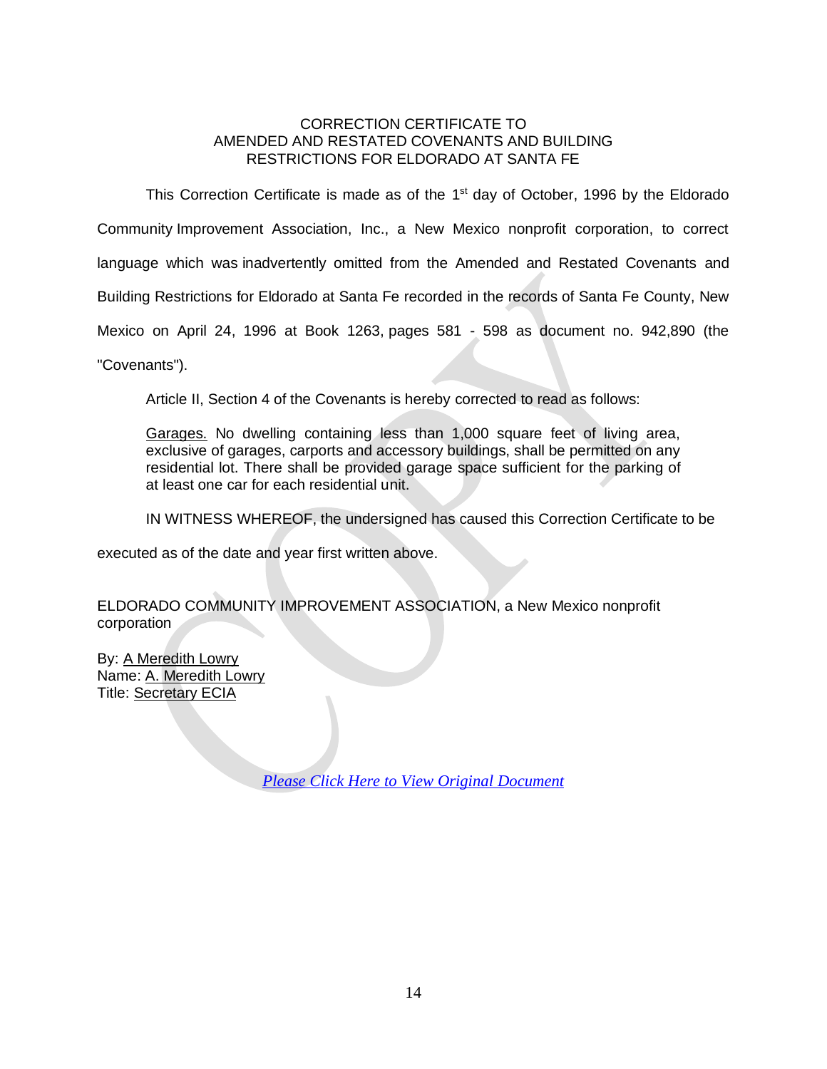# CORRECTION CERTIFICATE TO AMENDED AND RESTATED COVENANTS AND BUILDING RESTRICTIONS FOR ELDORADO AT SANTA FE

This Correction Certificate is made as of the 1st day of October, 1996 by the Eldorado Community Improvement Association, Inc., a New Mexico nonprofit corporation, to correct language which was inadvertently omitted from the Amended and Restated Covenants and Building Restrictions for Eldorado at Santa Fe recorded in the records of Santa Fe County, New Mexico on April 24, 1996 at Book 1263, pages 581 - 598 as document no. 942,890 (the "Covenants").

Article II, Section 4 of the Covenants is hereby corrected to read as follows:

> Garages. No dwelling containing less than 1,000 square feet of living area, exclusive of garages, carports and accessory buildings, shall be permitted on any residential lot. There shall be provided garage space sufficient for the parking of at least one car for each residential unit.

IN WITNESS WHEREOF, the undersigned has caused this Correction Certificate to be executed as of the date and year first written above.

ELDORADO COMMUNITY IMPROVEMENT ASSOCIATION, a New Mexico nonprofit corporation

By: A Meredith Lowry
Name: A. Meredith Lowry
Title: Secretary ECIA

*Please Click Here to View Original Document*